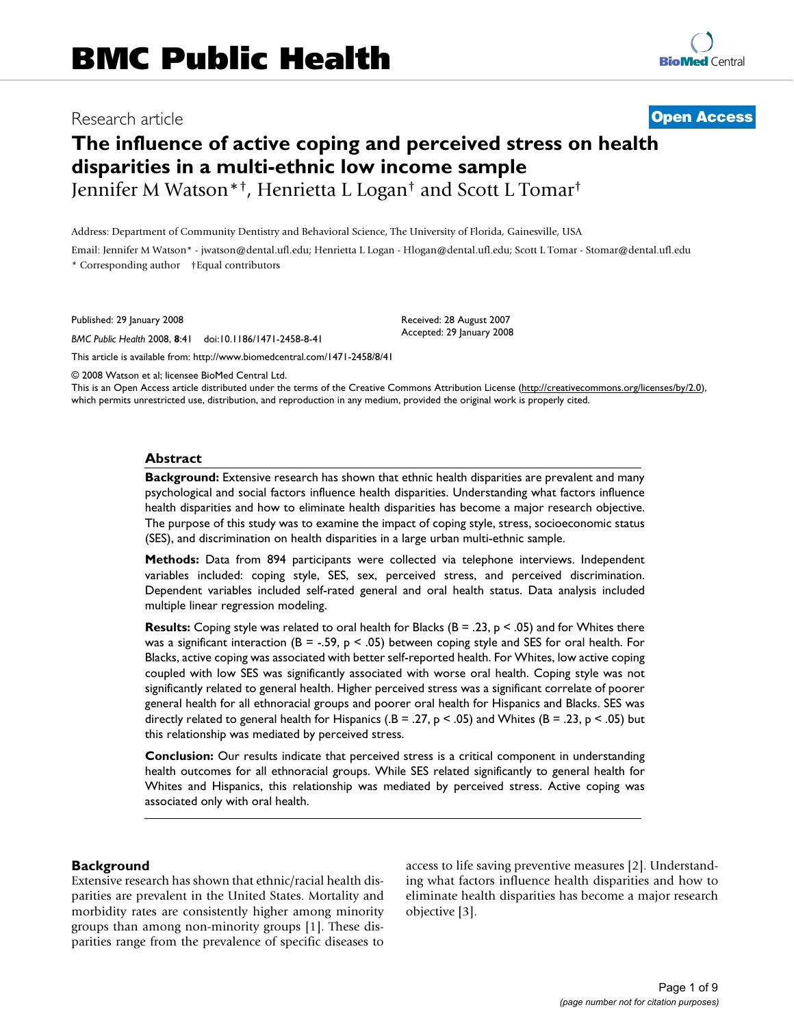# BMC Public Health

Research article

**Open Access**

## The influence of active coping and perceived stress on health disparities in a multi-ethnic low income sample

Jennifer M Watson*†, Henrietta L Logan† and Scott L Tomar†

Address: Department of Community Dentistry and Behavioral Science, The University of Florida, Gainesville, USA

Email: Jennifer M Watson* - jwatson@dental.ufl.edu; Henrietta L Logan - Hlogan@dental.ufl.edu; Scott L Tomar - Stomar@dental.ufl.edu

\* Corresponding author †Equal contributors

Published: 29 January 2008

*BMC Public Health* 2008, **8**:41 doi:10.1186/1471-2458-8-41

Received: 28 August 2007
Accepted: 29 January 2008

This article is available from: http://www.biomedcentral.com/1471-2458/8/41

© 2008 Watson et al; licensee BioMed Central Ltd.
This is an Open Access article distributed under the terms of the Creative Commons Attribution License (http://creativecommons.org/licenses/by/2.0), which permits unrestricted use, distribution, and reproduction in any medium, provided the original work is properly cited.

### Abstract

**Background:** Extensive research has shown that ethnic health disparities are prevalent and many psychological and social factors influence health disparities. Understanding what factors influence health disparities and how to eliminate health disparities has become a major research objective. The purpose of this study was to examine the impact of coping style, stress, socioeconomic status (SES), and discrimination on health disparities in a large urban multi-ethnic sample.

**Methods:** Data from 894 participants were collected via telephone interviews. Independent variables included: coping style, SES, sex, perceived stress, and perceived discrimination. Dependent variables included self-rated general and oral health status. Data analysis included multiple linear regression modeling.

**Results:** Coping style was related to oral health for Blacks ($B = .23$, $p < .05$) and for Whites there was a significant interaction ($B = -.59$, $p < .05$) between coping style and SES for oral health. For Blacks, active coping was associated with better self-reported health. For Whites, low active coping coupled with low SES was significantly associated with worse oral health. Coping style was not significantly related to general health. Higher perceived stress was a significant correlate of poorer general health for all ethnoracial groups and poorer oral health for Hispanics and Blacks. SES was directly related to general health for Hispanics (.$B = .27$, $p < .05$) and Whites ($B = .23$, $p < .05$) but this relationship was mediated by perceived stress.

**Conclusion:** Our results indicate that perceived stress is a critical component in understanding health outcomes for all ethnoracial groups. While SES related significantly to general health for Whites and Hispanics, this relationship was mediated by perceived stress. Active coping was associated only with oral health.

## Background

Extensive research has shown that ethnic/racial health disparities are prevalent in the United States. Mortality and morbidity rates are consistently higher among minority groups than among non-minority groups [1]. These disparities range from the prevalence of specific diseases to access to life saving preventive measures [2]. Understanding what factors influence health disparities and how to eliminate health disparities has become a major research objective [3].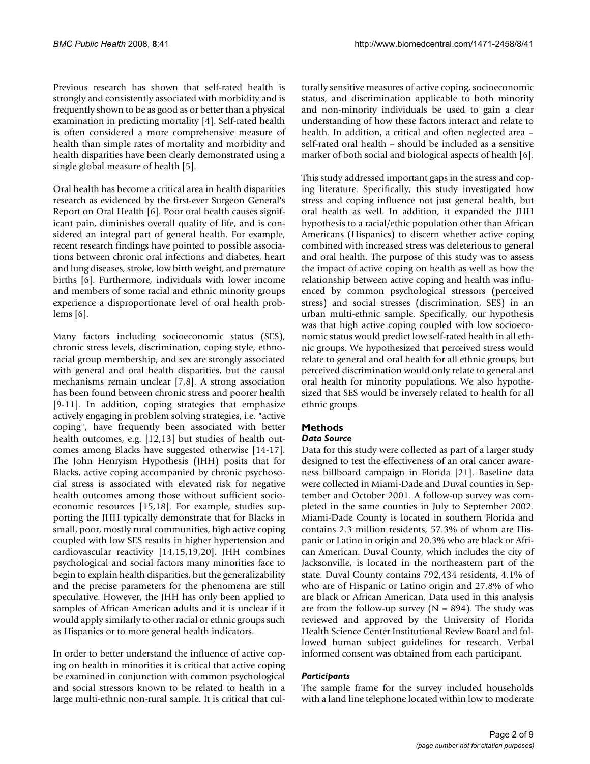Previous research has shown that self-rated health is strongly and consistently associated with morbidity and is frequently shown to be as good as or better than a physical examination in predicting mortality [4]. Self-rated health is often considered a more comprehensive measure of health than simple rates of mortality and morbidity and health disparities have been clearly demonstrated using a single global measure of health [5].

Oral health has become a critical area in health disparities research as evidenced by the first-ever Surgeon General's Report on Oral Health [6]. Poor oral health causes significant pain, diminishes overall quality of life, and is considered an integral part of general health. For example, recent research findings have pointed to possible associations between chronic oral infections and diabetes, heart and lung diseases, stroke, low birth weight, and premature births [6]. Furthermore, individuals with lower income and members of some racial and ethnic minority groups experience a disproportionate level of oral health problems [6].

Many factors including socioeconomic status (SES), chronic stress levels, discrimination, coping style, ethnoracial group membership, and sex are strongly associated with general and oral health disparities, but the causal mechanisms remain unclear [7,8]. A strong association has been found between chronic stress and poorer health [9-11]. In addition, coping strategies that emphasize actively engaging in problem solving strategies, i.e. "active coping", have frequently been associated with better health outcomes, e.g. [12,13] but studies of health outcomes among Blacks have suggested otherwise [14-17]. The John Henryism Hypothesis (JHH) posits that for Blacks, active coping accompanied by chronic psychosocial stress is associated with elevated risk for negative health outcomes among those without sufficient socioeconomic resources [15,18]. For example, studies supporting the JHH typically demonstrate that for Blacks in small, poor, mostly rural communities, high active coping coupled with low SES results in higher hypertension and cardiovascular reactivity [14,15,19,20]. JHH combines psychological and social factors many minorities face to begin to explain health disparities, but the generalizability and the precise parameters for the phenomena are still speculative. However, the JHH has only been applied to samples of African American adults and it is unclear if it would apply similarly to other racial or ethnic groups such as Hispanics or to more general health indicators.

In order to better understand the influence of active coping on health in minorities it is critical that active coping be examined in conjunction with common psychological and social stressors known to be related to health in a large multi-ethnic non-rural sample. It is critical that culturally sensitive measures of active coping, socioeconomic status, and discrimination applicable to both minority and non-minority individuals be used to gain a clear understanding of how these factors interact and relate to health. In addition, a critical and often neglected area – self-rated oral health – should be included as a sensitive marker of both social and biological aspects of health [6].

This study addressed important gaps in the stress and coping literature. Specifically, this study investigated how stress and coping influence not just general health, but oral health as well. In addition, it expanded the JHH hypothesis to a racial/ethic population other than African Americans (Hispanics) to discern whether active coping combined with increased stress was deleterious to general and oral health. The purpose of this study was to assess the impact of active coping on health as well as how the relationship between active coping and health was influenced by common psychological stressors (perceived stress) and social stresses (discrimination, SES) in an urban multi-ethnic sample. Specifically, our hypothesis was that high active coping coupled with low socioeconomic status would predict low self-rated health in all ethnic groups. We hypothesized that perceived stress would relate to general and oral health for all ethnic groups, but perceived discrimination would only relate to general and oral health for minority populations. We also hypothesized that SES would be inversely related to health for all ethnic groups.

## Methods

### *Data Source*

Data for this study were collected as part of a larger study designed to test the effectiveness of an oral cancer awareness billboard campaign in Florida [21]. Baseline data were collected in Miami-Dade and Duval counties in September and October 2001. A follow-up survey was completed in the same counties in July to September 2002. Miami-Dade County is located in southern Florida and contains 2.3 million residents, 57.3% of whom are Hispanic or Latino in origin and 20.3% who are black or African American. Duval County, which includes the city of Jacksonville, is located in the northeastern part of the state. Duval County contains 792,434 residents, 4.1% of who are of Hispanic or Latino origin and 27.8% of who are black or African American. Data used in this analysis are from the follow-up survey (N = 894). The study was reviewed and approved by the University of Florida Health Science Center Institutional Review Board and followed human subject guidelines for research. Verbal informed consent was obtained from each participant.

### *Participants*

The sample frame for the survey included households with a land line telephone located within low to moderate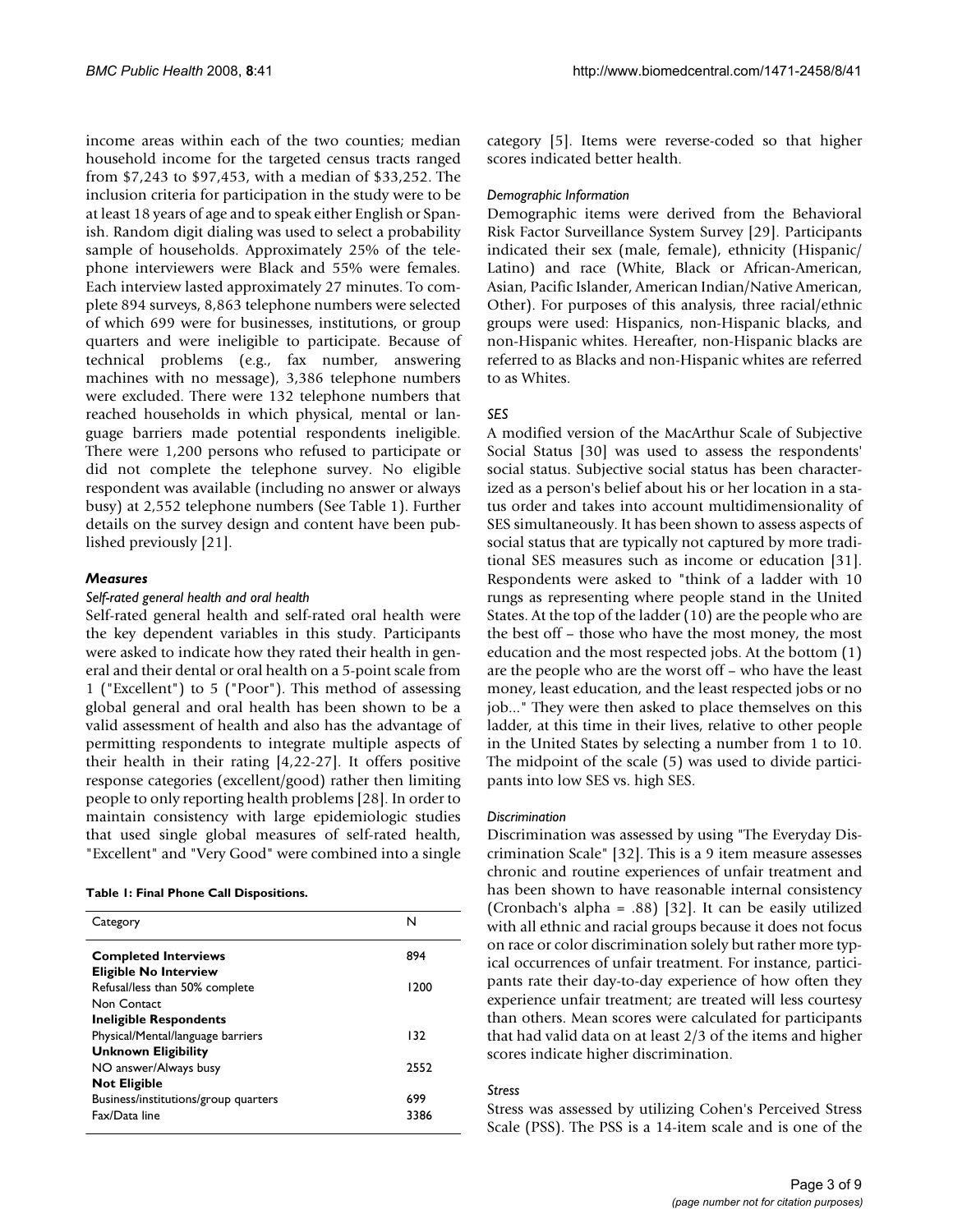income areas within each of the two counties; median household income for the targeted census tracts ranged from $7,243 to $97,453, with a median of $33,252. The inclusion criteria for participation in the study were to be at least 18 years of age and to speak either English or Spanish. Random digit dialing was used to select a probability sample of households. Approximately 25% of the telephone interviewers were Black and 55% were females. Each interview lasted approximately 27 minutes. To complete 894 surveys, 8,863 telephone numbers were selected of which 699 were for businesses, institutions, or group quarters and were ineligible to participate. Because of technical problems (e.g., fax number, answering machines with no message), 3,386 telephone numbers were excluded. There were 132 telephone numbers that reached households in which physical, mental or language barriers made potential respondents ineligible. There were 1,200 persons who refused to participate or did not complete the telephone survey. No eligible respondent was available (including no answer or always busy) at 2,552 telephone numbers (See Table 1). Further details on the survey design and content have been published previously [21].

### Measures

#### *Self-rated general health and oral health*

Self-rated general health and self-rated oral health were the key dependent variables in this study. Participants were asked to indicate how they rated their health in general and their dental or oral health on a 5-point scale from 1 ("Excellent") to 5 ("Poor"). This method of assessing global general and oral health has been shown to be a valid assessment of health and also has the advantage of permitting respondents to integrate multiple aspects of their health in their rating [4,22-27]. It offers positive response categories (excellent/good) rather then limiting people to only reporting health problems [28]. In order to maintain consistency with large epidemiologic studies that used single global measures of self-rated health, "Excellent" and "Very Good" were combined into a single category [5]. Items were reverse-coded so that higher scores indicated better health.

**Table 1: Final Phone Call Dispositions.**

| Category | N |
|---|---|
| **Completed Interviews** | 894 |
| **Eligible No Interview** | |
| Refusal/less than 50% complete | 1200 |
| Non Contact | |
| **Ineligible Respondents** | |
| Physical/Mental/language barriers | 132 |
| **Unknown Eligibility** | |
| NO answer/Always busy | 2552 |
| **Not Eligible** | |
| Business/institutions/group quarters | 699 |
| Fax/Data line | 3386 |

#### *Demographic Information*

Demographic items were derived from the Behavioral Risk Factor Surveillance System Survey [29]. Participants indicated their sex (male, female), ethnicity (Hispanic/Latino) and race (White, Black or African-American, Asian, Pacific Islander, American Indian/Native American, Other). For purposes of this analysis, three racial/ethnic groups were used: Hispanics, non-Hispanic blacks, and non-Hispanic whites. Hereafter, non-Hispanic blacks are referred to as Blacks and non-Hispanic whites are referred to as Whites.

#### *SES*

A modified version of the MacArthur Scale of Subjective Social Status [30] was used to assess the respondents' social status. Subjective social status has been characterized as a person's belief about his or her location in a status order and takes into account multidimensionality of SES simultaneously. It has been shown to assess aspects of social status that are typically not captured by more traditional SES measures such as income or education [31]. Respondents were asked to "think of a ladder with 10 rungs as representing where people stand in the United States. At the top of the ladder (10) are the people who are the best off – those who have the most money, the most education and the most respected jobs. At the bottom (1) are the people who are the worst off – who have the least money, least education, and the least respected jobs or no job..." They were then asked to place themselves on this ladder, at this time in their lives, relative to other people in the United States by selecting a number from 1 to 10. The midpoint of the scale (5) was used to divide participants into low SES vs. high SES.

#### *Discrimination*

Discrimination was assessed by using "The Everyday Discrimination Scale" [32]. This is a 9 item measure assesses chronic and routine experiences of unfair treatment and has been shown to have reasonable internal consistency (Cronbach's alpha = .88) [32]. It can be easily utilized with all ethnic and racial groups because it does not focus on race or color discrimination solely but rather more typical occurrences of unfair treatment. For instance, participants rate their day-to-day experience of how often they experience unfair treatment; are treated will less courtesy than others. Mean scores were calculated for participants that had valid data on at least 2/3 of the items and higher scores indicate higher discrimination.

#### *Stress*

Stress was assessed by utilizing Cohen's Perceived Stress Scale (PSS). The PSS is a 14-item scale and is one of the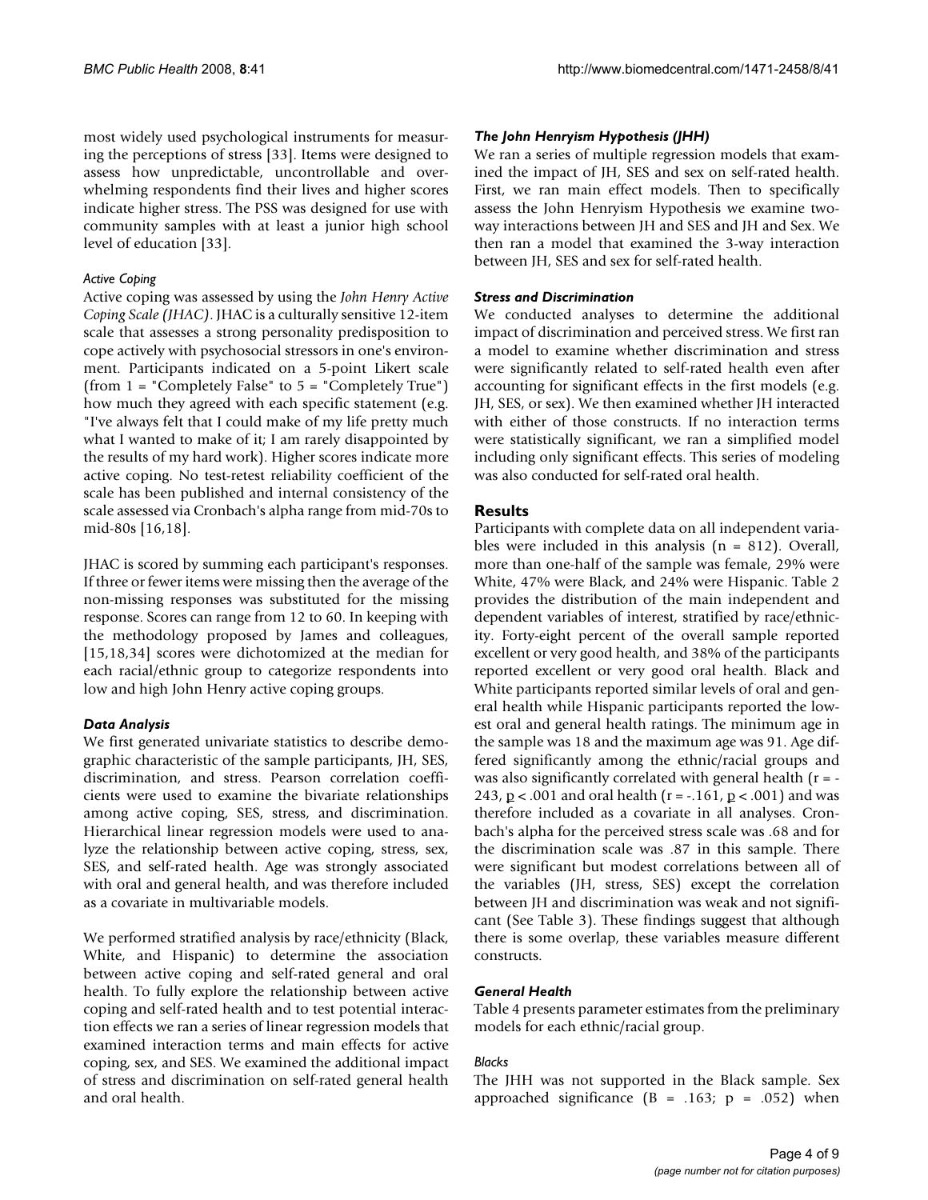most widely used psychological instruments for measuring the perceptions of stress [33]. Items were designed to assess how unpredictable, uncontrollable and overwhelming respondents find their lives and higher scores indicate higher stress. The PSS was designed for use with community samples with at least a junior high school level of education [33].

#### Active Coping

Active coping was assessed by using the *John Henry Active Coping Scale (JHAC)*. JHAC is a culturally sensitive 12-item scale that assesses a strong personality predisposition to cope actively with psychosocial stressors in one's environment. Participants indicated on a 5-point Likert scale (from 1 = "Completely False" to 5 = "Completely True") how much they agreed with each specific statement (e.g. "I've always felt that I could make of my life pretty much what I wanted to make of it; I am rarely disappointed by the results of my hard work). Higher scores indicate more active coping. No test-retest reliability coefficient of the scale has been published and internal consistency of the scale assessed via Cronbach's alpha range from mid-70s to mid-80s [16,18].

JHAC is scored by summing each participant's responses. If three or fewer items were missing then the average of the non-missing responses was substituted for the missing response. Scores can range from 12 to 60. In keeping with the methodology proposed by James and colleagues, [15,18,34] scores were dichotomized at the median for each racial/ethnic group to categorize respondents into low and high John Henry active coping groups.

### Data Analysis

We first generated univariate statistics to describe demographic characteristic of the sample participants, JH, SES, discrimination, and stress. Pearson correlation coefficients were used to examine the bivariate relationships among active coping, SES, stress, and discrimination. Hierarchical linear regression models were used to analyze the relationship between active coping, stress, sex, SES, and self-rated health. Age was strongly associated with oral and general health, and was therefore included as a covariate in multivariable models.

We performed stratified analysis by race/ethnicity (Black, White, and Hispanic) to determine the association between active coping and self-rated general and oral health. To fully explore the relationship between active coping and self-rated health and to test potential interaction effects we ran a series of linear regression models that examined interaction terms and main effects for active coping, sex, and SES. We examined the additional impact of stress and discrimination on self-rated general health and oral health.

### The John Henryism Hypothesis (JHH)

We ran a series of multiple regression models that examined the impact of JH, SES and sex on self-rated health. First, we ran main effect models. Then to specifically assess the John Henryism Hypothesis we examine two-way interactions between JH and SES and JH and Sex. We then ran a model that examined the 3-way interaction between JH, SES and sex for self-rated health.

### Stress and Discrimination

We conducted analyses to determine the additional impact of discrimination and perceived stress. We first ran a model to examine whether discrimination and stress were significantly related to self-rated health even after accounting for significant effects in the first models (e.g. JH, SES, or sex). We then examined whether JH interacted with either of those constructs. If no interaction terms were statistically significant, we ran a simplified model including only significant effects. This series of modeling was also conducted for self-rated oral health.

## Results

Participants with complete data on all independent variables were included in this analysis (n = 812). Overall, more than one-half of the sample was female, 29% were White, 47% were Black, and 24% were Hispanic. Table 2 provides the distribution of the main independent and dependent variables of interest, stratified by race/ethnicity. Forty-eight percent of the overall sample reported excellent or very good health, and 38% of the participants reported excellent or very good oral health. Black and White participants reported similar levels of oral and general health while Hispanic participants reported the lowest oral and general health ratings. The minimum age in the sample was 18 and the maximum age was 91. Age differed significantly among the ethnic/racial groups and was also significantly correlated with general health ($r = -243$, $p < .001$ and oral health ($r = -.161$, $p < .001$) and was therefore included as a covariate in all analyses. Cronbach's alpha for the perceived stress scale was .68 and for the discrimination scale was .87 in this sample. There were significant but modest correlations between all of the variables (JH, stress, SES) except the correlation between JH and discrimination was weak and not significant (See Table 3). These findings suggest that although there is some overlap, these variables measure different constructs.

### General Health

Table 4 presents parameter estimates from the preliminary models for each ethnic/racial group.

#### Blacks

The JHH was not supported in the Black sample. Sex approached significance ($B = .163$; $p = .052$) when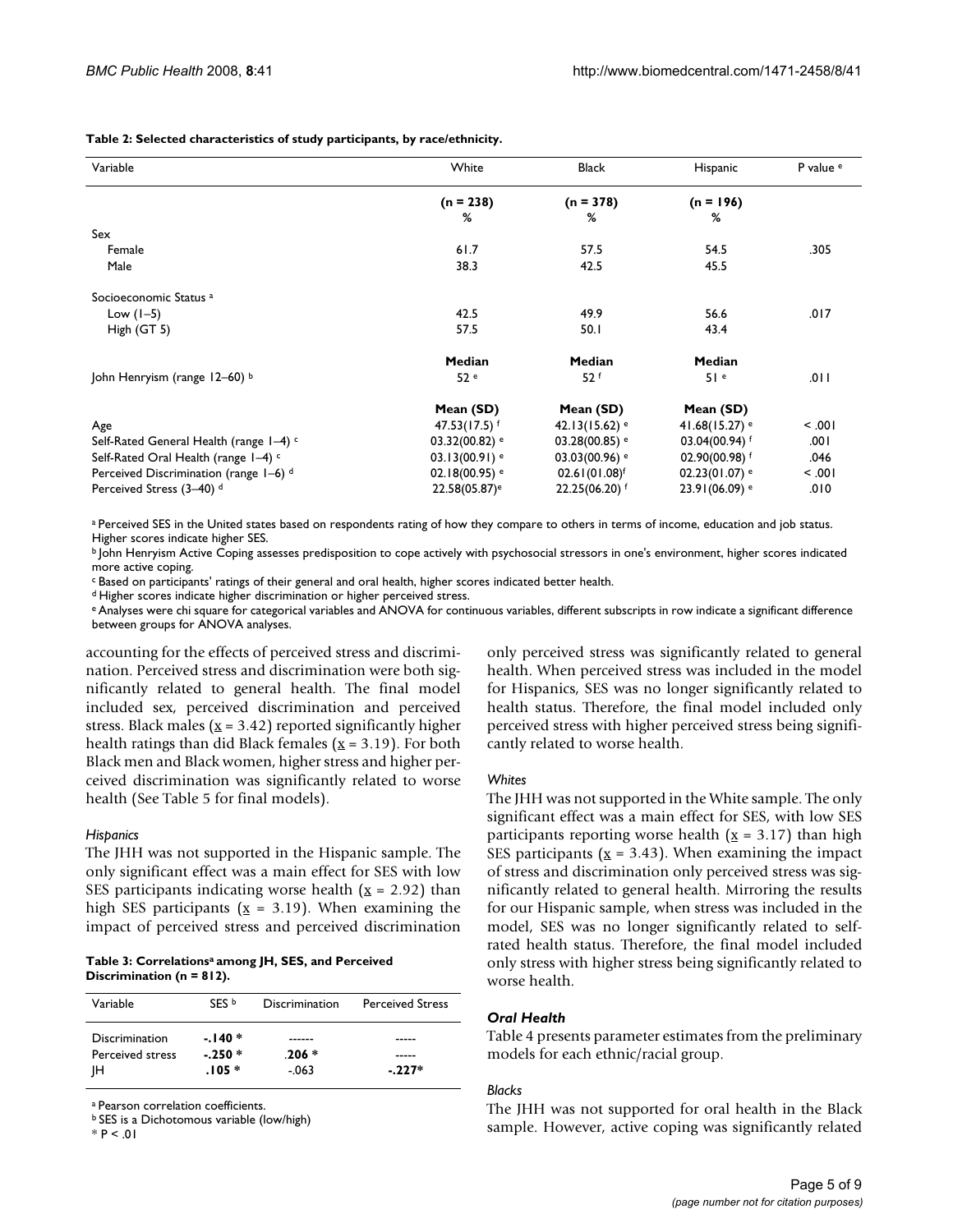**Table 2: Selected characteristics of study participants, by race/ethnicity.**

| Variable | White | Black | Hispanic | P value [e] |
|---|---|---|---|---|
| | (n = 238) % | (n = 378) % | (n = 196) % | |
| Sex | | | | |
| Female | 61.7 | 57.5 | 54.5 | .305 |
| Male | 38.3 | 42.5 | 45.5 | |
| Socioeconomic Status [a] | | | | |
| Low (1–5) | 42.5 | 49.9 | 56.6 | .017 |
| High (GT 5) | 57.5 | 50.1 | 43.4 | |
| | **Median** | **Median** | **Median** | |
| John Henryism (range 12–60) [b] | 52 [e] | 52 [f] | 51 [e] | .011 |
| | **Mean (SD)** | **Mean (SD)** | **Mean (SD)** | |
| Age | 47.53(17.5) [f] | 42.13(15.62) [e] | 41.68(15.27) [e] | < .001 |
| Self-Rated General Health (range 1–4) [c] | 03.32(00.82) [e] | 03.28(00.85) [e] | 03.04(00.94) [f] | .001 |
| Self-Rated Oral Health (range 1–4) [c] | 03.13(00.91) [e] | 03.03(00.96) [e] | 02.90(00.98) [f] | .046 |
| Perceived Discrimination (range 1–6) [d] | 02.18(00.95) [e] | 02.61(01.08)[f] | 02.23(01.07) [e] | < .001 |
| Perceived Stress (3–40) [d] | 22.58(05.87)[e] | 22.25(06.20) [f] | 23.91(06.09) [e] | .010 |

[a] Perceived SES in the United states based on respondents rating of how they compare to others in terms of income, education and job status. Higher scores indicate higher SES.
[b] John Henryism Active Coping assesses predisposition to cope actively with psychosocial stressors in one's environment, higher scores indicated more active coping.
[c] Based on participants' ratings of their general and oral health, higher scores indicated better health.
[d] Higher scores indicate higher discrimination or higher perceived stress.
[e] Analyses were chi square for categorical variables and ANOVA for continuous variables, different subscripts in row indicate a significant difference between groups for ANOVA analyses.

accounting for the effects of perceived stress and discrimination. Perceived stress and discrimination were both significantly related to general health. The final model included sex, perceived discrimination and perceived stress. Black males ($\underline{x}$ = 3.42) reported significantly higher health ratings than did Black females ($\underline{x}$ = 3.19). For both Black men and Black women, higher stress and higher perceived discrimination was significantly related to worse health (See Table 5 for final models).

*Hispanics*

The JHH was not supported in the Hispanic sample. The only significant effect was a main effect for SES with low SES participants indicating worse health ($\underline{x}$ = 2.92) than high SES participants ($\underline{x}$ = 3.19). When examining the impact of perceived stress and perceived discrimination only perceived stress was significantly related to general health. When perceived stress was included in the model for Hispanics, SES was no longer significantly related to health status. Therefore, the final model included only perceived stress with higher perceived stress being significantly related to worse health.

**Table 3: Correlations[a] among JH, SES, and Perceived Discrimination (n = 812).**

| Variable | SES [b] | Discrimination | Perceived Stress |
|---|---|---|---|
| Discrimination | **-.140 \*** | ------ | ----- |
| Perceived stress | **-.250 \*** | **.206 \*** | ----- |
| JH | **.105 \*** | -.063 | **-.227\*** |

[a] Pearson correlation coefficients.
[b] SES is a Dichotomous variable (low/high)
\* P < .01

*Whites*

The JHH was not supported in the White sample. The only significant effect was a main effect for SES, with low SES participants reporting worse health ($\underline{x}$ = 3.17) than high SES participants ($\underline{x}$ = 3.43). When examining the impact of stress and discrimination only perceived stress was significantly related to general health. Mirroring the results for our Hispanic sample, when stress was included in the model, SES was no longer significantly related to self-rated health status. Therefore, the final model included only stress with higher stress being significantly related to worse health.

### *Oral Health*

Table 4 presents parameter estimates from the preliminary models for each ethnic/racial group.

*Blacks*

The JHH was not supported for oral health in the Black sample. However, active coping was significantly related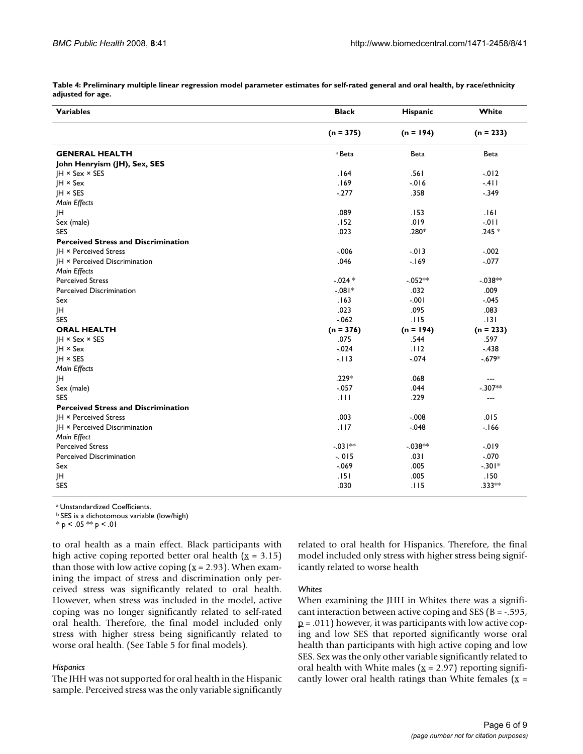**Table 4: Preliminary multiple linear regression model parameter estimates for self-rated general and oral health, by race/ethnicity adjusted for age.**

| Variables | Black | Hispanic | White |
|---|---|---|---|
| | (n = 375) | (n = 194) | (n = 233) |
| **GENERAL HEALTH** | [a] Beta | Beta | Beta |
| **John Henryism (JH), Sex, SES** | | | |
| JH × Sex × SES | .164 | .561 | -.012 |
| JH × Sex | .169 | -.016 | -.411 |
| JH × SES | -.277 | .358 | -.349 |
| *Main Effects* | | | |
| JH | .089 | .153 | .161 |
| Sex (male) | .152 | .019 | -.011 |
| SES | .023 | .280* | .245 * |
| **Perceived Stress and Discrimination** | | | |
| JH × Perceived Stress | -.006 | -.013 | -.002 |
| JH × Perceived Discrimination | .046 | -.169 | -.077 |
| *Main Effects* | | | |
| Perceived Stress | -.024 * | -.052** | -.038** |
| Perceived Discrimination | -.081* | .032 | .009 |
| Sex | .163 | -.001 | -.045 |
| JH | .023 | .095 | .083 |
| SES | -.062 | .115 | .131 |
| **ORAL HEALTH** | (n = 376) | (n = 194) | (n = 233) |
| JH × Sex × SES | .075 | .544 | .597 |
| JH × Sex | -.024 | .112 | -.438 |
| JH × SES | -.113 | -.074 | -.679* |
| *Main Effects* | | | |
| JH | .229* | .068 | --- |
| Sex (male) | -.057 | .044 | -.307** |
| SES | .111 | .229 | --- |
| **Perceived Stress and Discrimination** | | | |
| JH × Perceived Stress | .003 | -.008 | .015 |
| JH × Perceived Discrimination | .117 | -.048 | -.166 |
| *Main Effect* | | | |
| Perceived Stress | -.031** | -.038** | -.019 |
| Perceived Discrimination | -. 015 | .031 | -.070 |
| Sex | -.069 | .005 | -.301* |
| JH | .151 | .005 | .150 |
| SES | .030 | .115 | .333** |

[a] Unstandardized Coefficients.
[b] SES is a dichotomous variable (low/high)
\* p < .05 \*\* p < .01

to oral health as a main effect. Black participants with high active coping reported better oral health ($\underline{x}$ = 3.15) than those with low active coping ($\underline{x}$ = 2.93). When examining the impact of stress and discrimination only perceived stress was significantly related to oral health. However, when stress was included in the model, active coping was no longer significantly related to self-rated oral health. Therefore, the final model included only stress with higher stress being significantly related to worse oral health. (See Table 5 for final models).

*Hispanics*

The JHH was not supported for oral health in the Hispanic sample. Perceived stress was the only variable significantly related to oral health for Hispanics. Therefore, the final model included only stress with higher stress being significantly related to worse health

*Whites*

When examining the JHH in Whites there was a significant interaction between active coping and SES (B = -.595, $\underline{p}$ = .011) however, it was participants with low active coping and low SES that reported significantly worse oral health than participants with high active coping and low SES. Sex was the only other variable significantly related to oral health with White males ($\underline{x}$ = 2.97) reporting significantly lower oral health ratings than White females ($\underline{x}$ =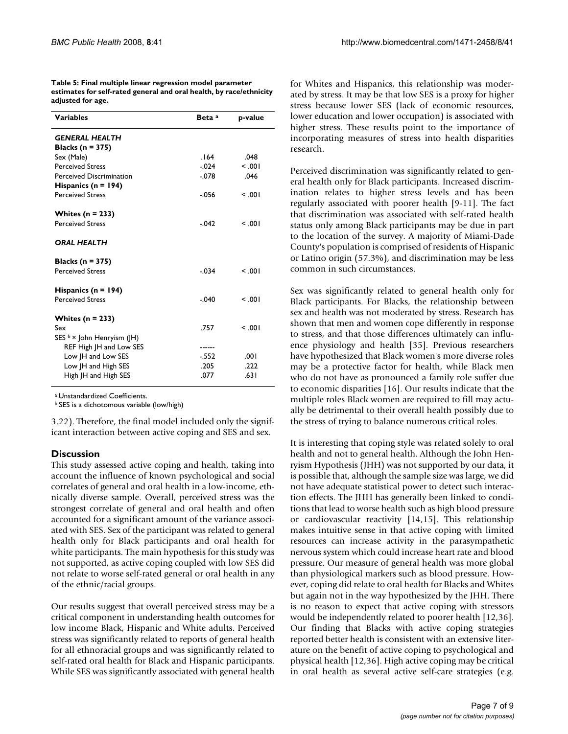**Table 5: Final multiple linear regression model parameter estimates for self-rated general and oral health, by race/ethnicity adjusted for age.**

| Variables | Beta [a] | p-value |
| --- | --- | --- |
| ***GENERAL HEALTH*** | | |
| **Blacks (n = 375)** | | |
| Sex (Male) | .164 | .048 |
| Perceived Stress | -.024 | < .001 |
| Perceived Discrimination | -.078 | .046 |
| **Hispanics (n = 194)** | | |
| Perceived Stress | -.056 | < .001 |
| **Whites (n = 233)** | | |
| Perceived Stress | -.042 | < .001 |
| ***ORAL HEALTH*** | | |
| **Blacks (n = 375)** | | |
| Perceived Stress | -.034 | < .001 |
| **Hispanics (n = 194)** | | |
| Perceived Stress | -.040 | < .001 |
| **Whites (n = 233)** | | |
| Sex | .757 | < .001 |
| SES [b] × John Henryism (JH) | | |
| REF High JH and Low SES | ------ | |
| Low JH and Low SES | -.552 | .001 |
| Low JH and High SES | .205 | .222 |
| High JH and High SES | .077 | .631 |

[a] Unstandardized Coefficients.

[b] SES is a dichotomous variable (low/high)

3.22). Therefore, the final model included only the significant interaction between active coping and SES and sex.

## Discussion

This study assessed active coping and health, taking into account the influence of known psychological and social correlates of general and oral health in a low-income, ethnically diverse sample. Overall, perceived stress was the strongest correlate of general and oral health and often accounted for a significant amount of the variance associated with SES. Sex of the participant was related to general health only for Black participants and oral health for white participants. The main hypothesis for this study was not supported, as active coping coupled with low SES did not relate to worse self-rated general or oral health in any of the ethnic/racial groups.

Our results suggest that overall perceived stress may be a critical component in understanding health outcomes for low income Black, Hispanic and White adults. Perceived stress was significantly related to reports of general health for all ethnoracial groups and was significantly related to self-rated oral health for Black and Hispanic participants. While SES was significantly associated with general health for Whites and Hispanics, this relationship was moderated by stress. It may be that low SES is a proxy for higher stress because lower SES (lack of economic resources, lower education and lower occupation) is associated with higher stress. These results point to the importance of incorporating measures of stress into health disparities research.

Perceived discrimination was significantly related to general health only for Black participants. Increased discrimination relates to higher stress levels and has been regularly associated with poorer health [9-11]. The fact that discrimination was associated with self-rated health status only among Black participants may be due in part to the location of the survey. A majority of Miami-Dade County's population is comprised of residents of Hispanic or Latino origin (57.3%), and discrimination may be less common in such circumstances.

Sex was significantly related to general health only for Black participants. For Blacks, the relationship between sex and health was not moderated by stress. Research has shown that men and women cope differently in response to stress, and that those differences ultimately can influence physiology and health [35]. Previous researchers have hypothesized that Black women's more diverse roles may be a protective factor for health, while Black men who do not have as pronounced a family role suffer due to economic disparities [16]. Our results indicate that the multiple roles Black women are required to fill may actually be detrimental to their overall health possibly due to the stress of trying to balance numerous critical roles.

It is interesting that coping style was related solely to oral health and not to general health. Although the John Henryism Hypothesis (JHH) was not supported by our data, it is possible that, although the sample size was large, we did not have adequate statistical power to detect such interaction effects. The JHH has generally been linked to conditions that lead to worse health such as high blood pressure or cardiovascular reactivity [14,15]. This relationship makes intuitive sense in that active coping with limited resources can increase activity in the parasympathetic nervous system which could increase heart rate and blood pressure. Our measure of general health was more global than physiological markers such as blood pressure. However, coping did relate to oral health for Blacks and Whites but again not in the way hypothesized by the JHH. There is no reason to expect that active coping with stressors would be independently related to poorer health [12,36]. Our finding that Blacks with active coping strategies reported better health is consistent with an extensive literature on the benefit of active coping to psychological and physical health [12,36]. High active coping may be critical in oral health as several active self-care strategies (e.g.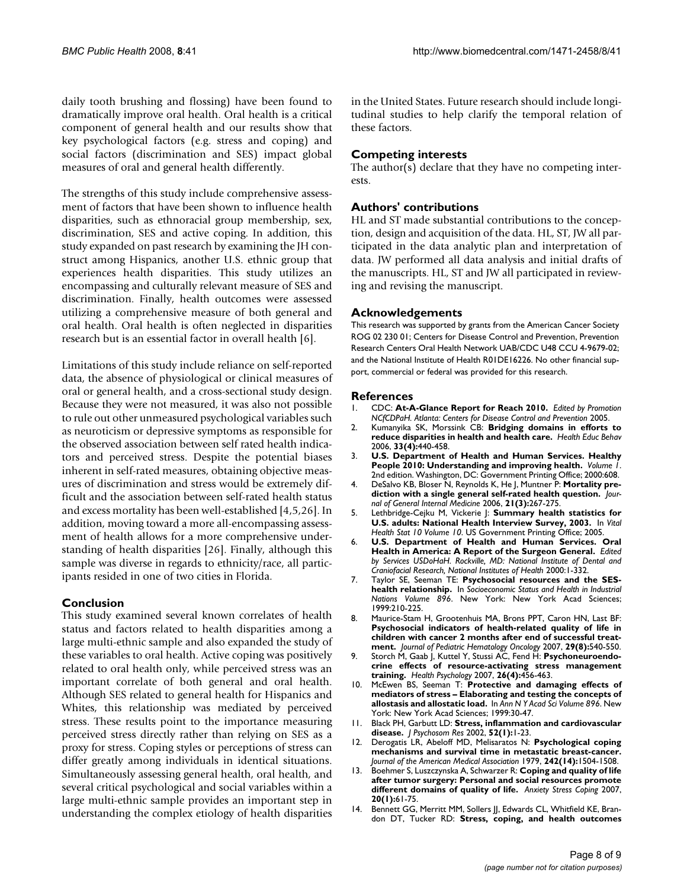daily tooth brushing and flossing) have been found to dramatically improve oral health. Oral health is a critical component of general health and our results show that key psychological factors (e.g. stress and coping) and social factors (discrimination and SES) impact global measures of oral and general health differently.

The strengths of this study include comprehensive assessment of factors that have been shown to influence health disparities, such as ethnoracial group membership, sex, discrimination, SES and active coping. In addition, this study expanded on past research by examining the JH construct among Hispanics, another U.S. ethnic group that experiences health disparities. This study utilizes an encompassing and culturally relevant measure of SES and discrimination. Finally, health outcomes were assessed utilizing a comprehensive measure of both general and oral health. Oral health is often neglected in disparities research but is an essential factor in overall health [6].

Limitations of this study include reliance on self-reported data, the absence of physiological or clinical measures of oral or general health, and a cross-sectional study design. Because they were not measured, it was also not possible to rule out other unmeasured psychological variables such as neuroticism or depressive symptoms as responsible for the observed association between self rated health indicators and perceived stress. Despite the potential biases inherent in self-rated measures, obtaining objective measures of discrimination and stress would be extremely difficult and the association between self-rated health status and excess mortality has been well-established [4,5,26]. In addition, moving toward a more all-encompassing assessment of health allows for a more comprehensive understanding of health disparities [26]. Finally, although this sample was diverse in regards to ethnicity/race, all participants resided in one of two cities in Florida.

## Conclusion

This study examined several known correlates of health status and factors related to health disparities among a large multi-ethnic sample and also expanded the study of these variables to oral health. Active coping was positively related to oral health only, while perceived stress was an important correlate of both general and oral health. Although SES related to general health for Hispanics and Whites, this relationship was mediated by perceived stress. These results point to the importance measuring perceived stress directly rather than relying on SES as a proxy for stress. Coping styles or perceptions of stress can differ greatly among individuals in identical situations. Simultaneously assessing general health, oral health, and several critical psychological and social variables within a large multi-ethnic sample provides an important step in understanding the complex etiology of health disparities in the United States. Future research should include longitudinal studies to help clarify the temporal relation of these factors.

## Competing interests

The author(s) declare that they have no competing interests.

## Authors' contributions

HL and ST made substantial contributions to the conception, design and acquisition of the data. HL, ST, JW all participated in the data analytic plan and interpretation of data. JW performed all data analysis and initial drafts of the manuscripts. HL, ST and JW all participated in reviewing and revising the manuscript.

## Acknowledgements

This research was supported by grants from the American Cancer Society ROG 02 230 01; Centers for Disease Control and Prevention, Prevention Research Centers Oral Health Network UAB/CDC U48 CCU 4-9679-02; and the National Institute of Health R01DE16226. No other financial support, commercial or federal was provided for this research.

## References

1. CDC: **At-A-Glance Report for Reach 2010.** *Edited by Promotion NCfCDPaH. Atlanta: Centers for Disease Control and Prevention* 2005.
2. Kumanyika SK, Morssink CB: **Bridging domains in efforts to reduce disparities in health and health care.** *Health Educ Behav* 2006, **33(4):**440-458.
3. **U.S. Department of Health and Human Services. Healthy People 2010: Understanding and improving health.** *Volume 1*. 2nd edition. Washington, DC: Government Printing Office; 2000:608.
4. DeSalvo KB, Bloser N, Reynolds K, He J, Muntner P: **Mortality prediction with a single general self-rated health question.** *Journal of General Internal Medicine* 2006, **21(3):**267-275.
5. Lethbridge-Cejku M, Vickerie J: **Summary health statistics for U.S. adults: National Health Interview Survey, 2003.** In *Vital Health Stat 10 Volume 10*. US Government Printing Office; 2005.
6. **U.S. Department of Health and Human Services. Oral Health in America: A Report of the Surgeon General.** *Edited by Services USDoHaH. Rockville, MD: National Institute of Dental and Craniofacial Research, National Institutes of Health* 2000:1-332.
7. Taylor SE, Seeman TE: **Psychosocial resources and the SES-health relationship.** In *Socioeconomic Status and Health in Industrial Nations Volume 896*. New York: New York Acad Sciences; 1999:210-225.
8. Maurice-Stam H, Grootenhuis MA, Brons PPT, Caron HN, Last BF: **Psychosocial indicators of health-related quality of life in children with cancer 2 months after end of successful treatment.** *Journal of Pediatric Hematology Oncology* 2007, **29(8):**540-550.
9. Storch M, Gaab J, Kuttel Y, Stussi AC, Fend H: **Psychoneuroendocrine effects of resource-activating stress management training.** *Health Psychology* 2007, **26(4):**456-463.
10. McEwen BS, Seeman T: **Protective and damaging effects of mediators of stress – Elaborating and testing the concepts of allostasis and allostatic load.** In *Ann N Y Acad Sci Volume 896*. New York: New York Acad Sciences; 1999:30-47.
11. Black PH, Garbutt LD: **Stress, inflammation and cardiovascular disease.** *J Psychosom Res* 2002, **52(1):**1-23.
12. Derogatis LR, Abeloff MD, Melisaratos N: **Psychological coping mechanisms and survival time in metastatic breast-cancer.** *Journal of the American Medical Association* 1979, **242(14):**1504-1508.
13. Boehmer S, Luszczynska A, Schwarzer R: **Coping and quality of life after tumor surgery: Personal and social resources promote different domains of quality of life.** *Anxiety Stress Coping* 2007, **20(1):**61-75.
14. Bennett GG, Merritt MM, Sollers JJ, Edwards CL, Whitfield KE, Brandon DT, Tucker RD: **Stress, coping, and health outcomes**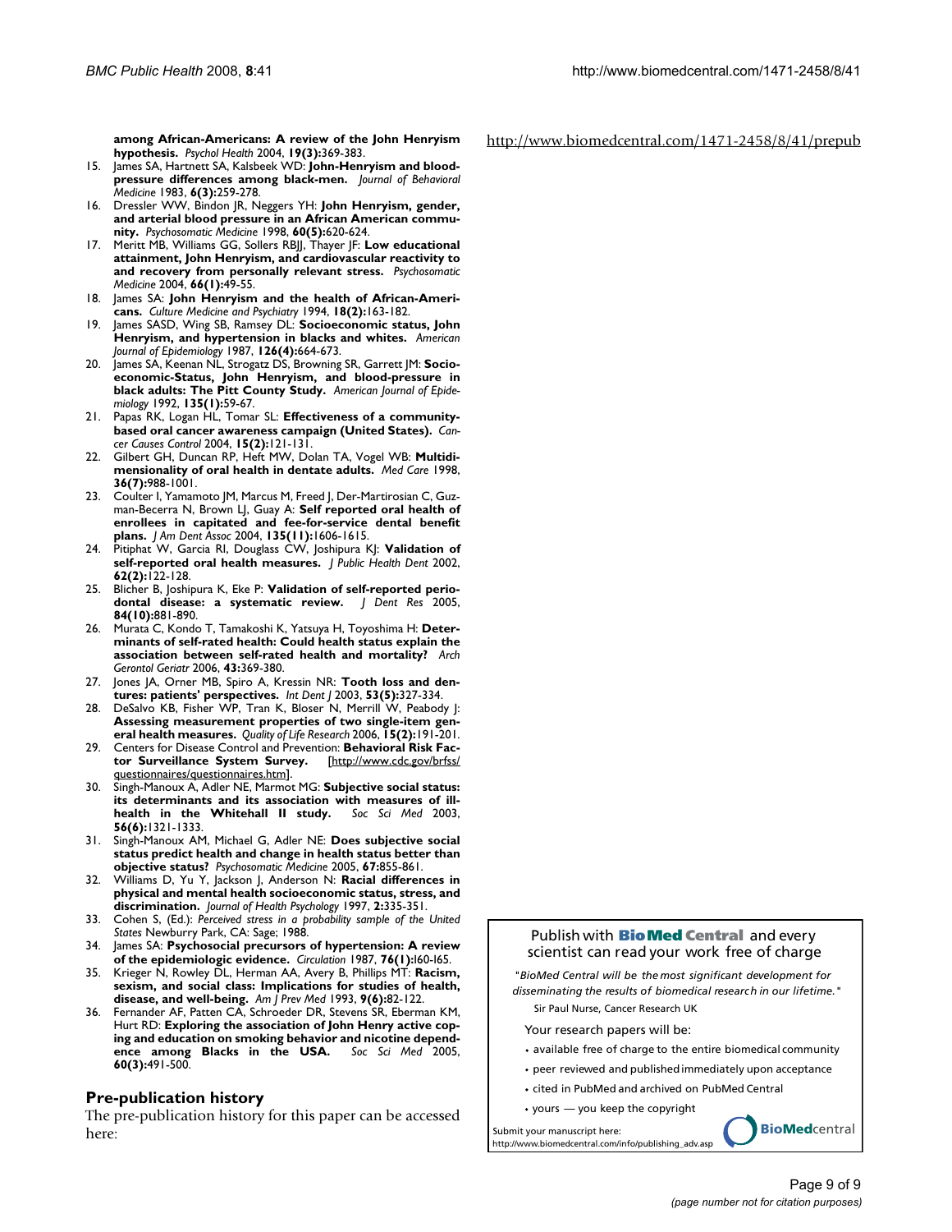among African-Americans: A review of the John Henryism hypothesis. *Psychol Health* 2004, **19(3)**:369-383.

15. James SA, Hartnett SA, Kalsbeek WD: **John-Henryism and blood-pressure differences among black-men.** *Journal of Behavioral Medicine* 1983, **6(3)**:259-278.
16. Dressler WW, Bindon JR, Neggers YH: **John Henryism, gender, and arterial blood pressure in an African American community.** *Psychosomatic Medicine* 1998, **60(5)**:620-624.
17. Meritt MB, Williams GG, Sollers RBJJ, Thayer JF: **Low educational attainment, John Henryism, and cardiovascular reactivity to and recovery from personally relevant stress.** *Psychosomatic Medicine* 2004, **66(1)**:49-55.
18. James SA: **John Henryism and the health of African-Americans.** *Culture Medicine and Psychiatry* 1994, **18(2)**:163-182.
19. James SASD, Wing SB, Ramsey DL: **Socioeconomic status, John Henryism, and hypertension in blacks and whites.** *American Journal of Epidemiology* 1987, **126(4)**:664-673.
20. James SA, Keenan NL, Strogatz DS, Browning SR, Garrett JM: **Socioeconomic-Status, John Henryism, and blood-pressure in black adults: The Pitt County Study.** *American Journal of Epidemiology* 1992, **135(1)**:59-67.
21. Papas RK, Logan HL, Tomar SL: **Effectiveness of a community-based oral cancer awareness campaign (United States).** *Cancer Causes Control* 2004, **15(2)**:121-131.
22. Gilbert GH, Duncan RP, Heft MW, Dolan TA, Vogel WB: **Multidimensionality of oral health in dentate adults.** *Med Care* 1998, **36(7)**:988-1001.
23. Coulter I, Yamamoto JM, Marcus M, Freed J, Der-Martirosian C, Guzman-Becerra N, Brown LJ, Guay A: **Self reported oral health of enrollees in capitated and fee-for-service dental benefit plans.** *J Am Dent Assoc* 2004, **135(11)**:1606-1615.
24. Pitiphat W, Garcia RI, Douglass CW, Joshipura KJ: **Validation of self-reported oral health measures.** *J Public Health Dent* 2002, **62(2)**:122-128.
25. Blicher B, Joshipura K, Eke P: **Validation of self-reported periodontal disease: a systematic review.** *J Dent Res* 2005, **84(10)**:881-890.
26. Murata C, Kondo T, Tamakoshi K, Yatsuya H, Toyoshima H: **Determinants of self-rated health: Could health status explain the association between self-rated health and mortality?** *Arch Gerontol Geriatr* 2006, **43**:369-380.
27. Jones JA, Orner MB, Spiro A, Kressin NR: **Tooth loss and dentures: patients' perspectives.** *Int Dent J* 2003, **53(5)**:327-334.
28. DeSalvo KB, Fisher WP, Tran K, Bloser N, Merrill W, Peabody J: **Assessing measurement properties of two single-item general health measures.** *Quality of Life Research* 2006, **15(2)**:191-201.
29. Centers for Disease Control and Prevention: **Behavioral Risk Factor Surveillance System Survey.** [http://www.cdc.gov/brfss/questionnaires/questionnaires.htm].
30. Singh-Manoux A, Adler NE, Marmot MG: **Subjective social status: its determinants and its association with measures of ill-health in the Whitehall II study.** *Soc Sci Med* 2003, **56(6)**:1321-1333.
31. Singh-Manoux AM, Michael G, Adler NE: **Does subjective social status predict health and change in health status better than objective status?** *Psychosomatic Medicine* 2005, **67**:855-861.
32. Williams D, Yu Y, Jackson J, Anderson N: **Racial differences in physical and mental health socioeconomic status, stress, and discrimination.** *Journal of Health Psychology* 1997, **2**:335-351.
33. Cohen S, (Ed.): *Perceived stress in a probability sample of the United States* Newburry Park, CA: Sage; 1988.
34. James SA: **Psychosocial precursors of hypertension: A review of the epidemiologic evidence.** *Circulation* 1987, **76(1)**:I60-I65.
35. Krieger N, Rowley DL, Herman AA, Avery B, Phillips MT: **Racism, sexism, and social class: Implications for studies of health, disease, and well-being.** *Am J Prev Med* 1993, **9(6)**:82-122.
36. Fernander AF, Patten CA, Schroeder DR, Stevens SR, Eberman KM, Hurt RD: **Exploring the association of John Henry active coping and education on smoking behavior and nicotine dependence among Blacks in the USA.** *Soc Sci Med* 2005, **60(3)**:491-500.

## Pre-publication history

The pre-publication history for this paper can be accessed here:

http://www.biomedcentral.com/1471-2458/8/41/prepub

Publish with **BioMed Central** and every scientist can read your work free of charge

*"BioMed Central will be the most significant development for disseminating the results of biomedical research in our lifetime."*

Sir Paul Nurse, Cancer Research UK

Your research papers will be:

- available free of charge to the entire biomedical community
- peer reviewed and published immediately upon acceptance
- cited in PubMed and archived on PubMed Central
- yours — you keep the copyright

Submit your manuscript here:
http://www.biomedcentral.com/info/publishing_adv.asp

BioMedcentral